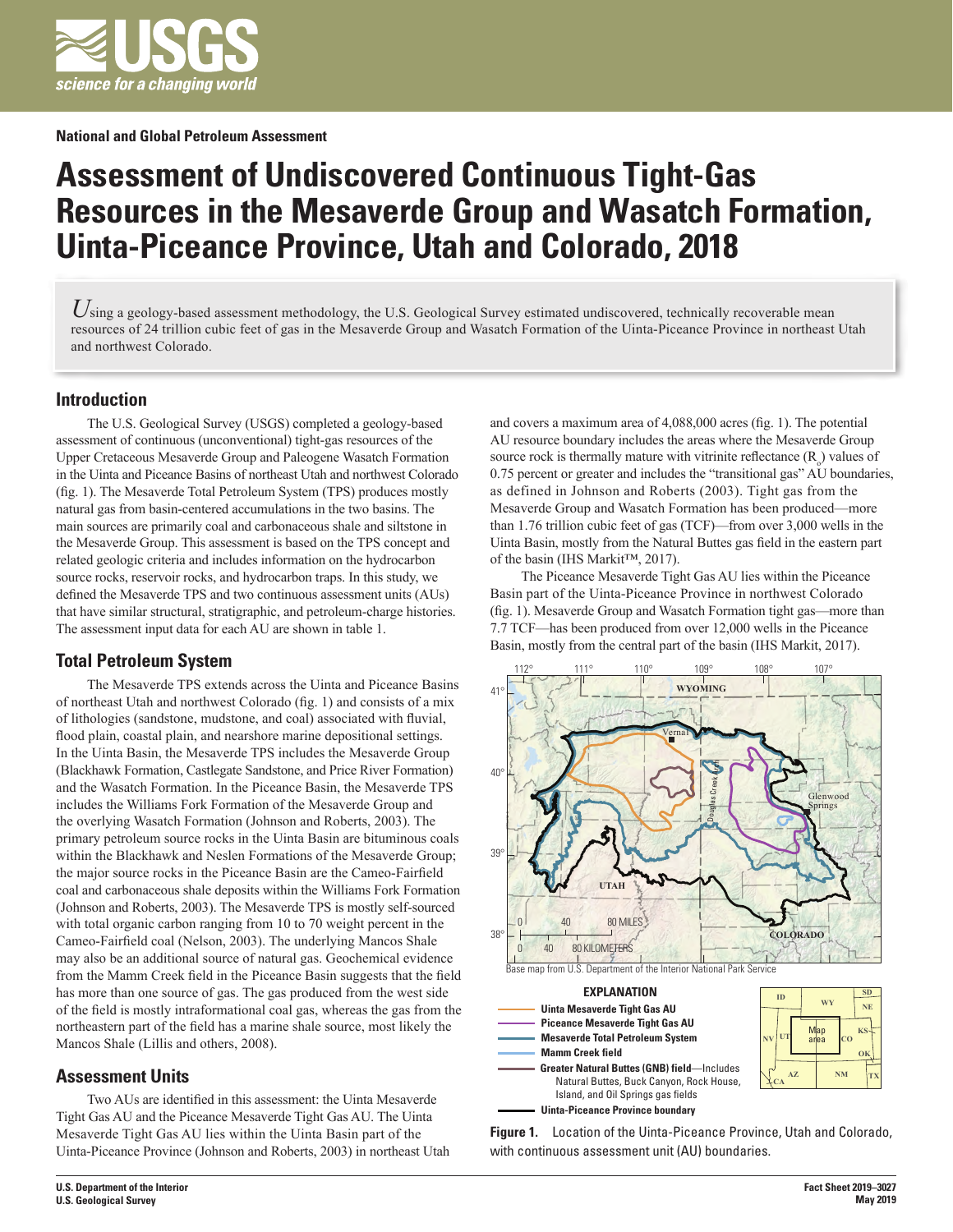National and Global Petroleum Assessment

# Assessment of Undiscovered Continuous Tight-Gas Resources in the Mesaverde Group and Wasatch Formation, Uinta-Piceance Province, Utah and Colorado, 2018

*U*sing a geology-based assessment methodology, the U.S. Geological Survey estimated undiscovered, technically recoverable mean resources of 24 trillion cubic feet of gas in the Mesaverde Group and Wasatch Formation of the Uinta-Piceance Province in northeast Utah and northwest Colorado.

## Introduction

The U.S. Geological Survey (USGS) completed a geology-based assessment of continuous (unconventional) tight-gas resources of the Upper Cretaceous Mesaverde Group and Paleogene Wasatch Formation in the Uinta and Piceance Basins of northeast Utah and northwest Colorado (fig. 1). The Mesaverde Total Petroleum System (TPS) produces mostly natural gas from basin-centered accumulations in the two basins. The main sources are primarily coal and carbonaceous shale and siltstone in the Mesaverde Group. This assessment is based on the TPS concept and related geologic criteria and includes information on the hydrocarbon source rocks, reservoir rocks, and hydrocarbon traps. In this study, we defined the Mesaverde TPS and two continuous assessment units (AUs) that have similar structural, stratigraphic, and petroleum-charge histories. The assessment input data for each AU are shown in table 1.

## Total Petroleum System

The Mesaverde TPS extends across the Uinta and Piceance Basins of northeast Utah and northwest Colorado (fig. 1) and consists of a mix of lithologies (sandstone, mudstone, and coal) associated with fluvial, flood plain, coastal plain, and nearshore marine depositional settings. In the Uinta Basin, the Mesaverde TPS includes the Mesaverde Group (Blackhawk Formation, Castlegate Sandstone, and Price River Formation) and the Wasatch Formation. In the Piceance Basin, the Mesaverde TPS includes the Williams Fork Formation of the Mesaverde Group and the overlying Wasatch Formation (Johnson and Roberts, 2003). The primary petroleum source rocks in the Uinta Basin are bituminous coals within the Blackhawk and Neslen Formations of the Mesaverde Group; the major source rocks in the Piceance Basin are the Cameo-Fairfield coal and carbonaceous shale deposits within the Williams Fork Formation (Johnson and Roberts, 2003). The Mesaverde TPS is mostly self-sourced with total organic carbon ranging from 10 to 70 weight percent in the Cameo-Fairfield coal (Nelson, 2003). The underlying Mancos Shale may also be an additional source of natural gas. Geochemical evidence from the Mamm Creek field in the Piceance Basin suggests that the field has more than one source of gas. The gas produced from the west side of the field is mostly intraformational coal gas, whereas the gas from the northeastern part of the field has a marine shale source, most likely the Mancos Shale (Lillis and others, 2008).

## Assessment Units

Two AUs are identified in this assessment: the Uinta Mesaverde Tight Gas AU and the Piceance Mesaverde Tight Gas AU. The Uinta Mesaverde Tight Gas AU lies within the Uinta Basin part of the Uinta-Piceance Province (Johnson and Roberts, 2003) in northeast Utah and covers a maximum area of 4,088,000 acres (fig. 1). The potential AU resource boundary includes the areas where the Mesaverde Group source rock is thermally mature with vitrinite reflectance ($R_o$) values of 0.75 percent or greater and includes the "transitional gas" AU boundaries, as defined in Johnson and Roberts (2003). Tight gas from the Mesaverde Group and Wasatch Formation has been produced—more than 1.76 trillion cubic feet of gas (TCF)—from over 3,000 wells in the Uinta Basin, mostly from the Natural Buttes gas field in the eastern part of the basin (IHS Markit™, 2017).

The Piceance Mesaverde Tight Gas AU lies within the Piceance Basin part of the Uinta-Piceance Province in northwest Colorado (fig. 1). Mesaverde Group and Wasatch Formation tight gas—more than 7.7 TCF—has been produced from over 12,000 wells in the Piceance Basin, mostly from the central part of the basin (IHS Markit, 2017).

Base map from U.S. Department of the Interior National Park Service

EXPLANATION
- Uinta Mesaverde Tight Gas AU
- Piceance Mesaverde Tight Gas AU
- Mesaverde Total Petroleum System
- Mamm Creek field
- Greater Natural Buttes (GNB) field—Includes Natural Buttes, Buck Canyon, Rock House, Island, and Oil Springs gas fields
- Uinta-Piceance Province boundary

**Figure 1.** Location of the Uinta-Piceance Province, Utah and Colorado, with continuous assessment unit (AU) boundaries.

U.S. Department of the Interior
U.S. Geological Survey

Fact Sheet 2019–3027
May 2019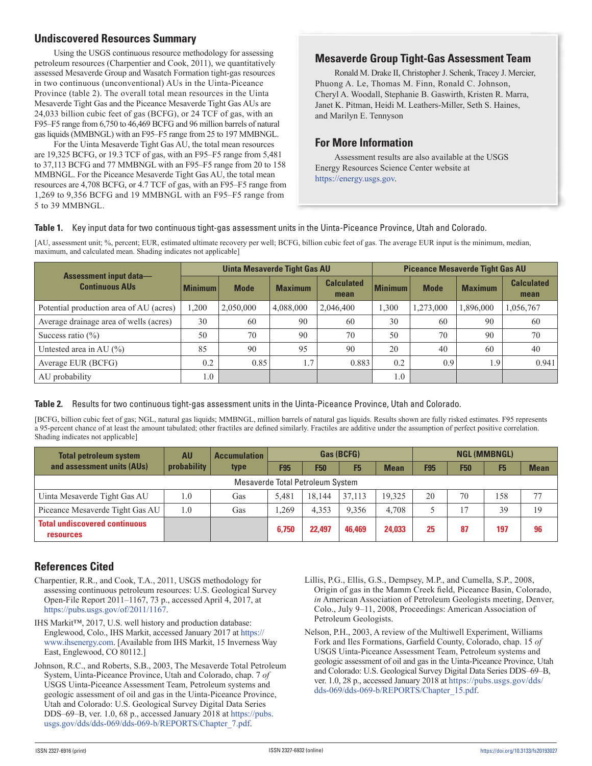## Undiscovered Resources Summary

Using the USGS continuous resource methodology for assessing petroleum resources (Charpentier and Cook, 2011), we quantitatively assessed Mesaverde Group and Wasatch Formation tight-gas resources in two continuous (unconventional) AUs in the Uinta-Piceance Province (table 2). The overall total mean resources in the Uinta Mesaverde Tight Gas and the Piceance Mesaverde Tight Gas AUs are 24,033 billion cubic feet of gas (BCFG), or 24 TCF of gas, with an F95–F5 range from 6,750 to 46,469 BCFG and 96 million barrels of natural gas liquids (MMBNGL) with an F95–F5 range from 25 to 197 MMBNGL.

For the Uinta Mesaverde Tight Gas AU, the total mean resources are 19,325 BCFG, or 19.3 TCF of gas, with an F95–F5 range from 5,481 to 37,113 BCFG and 77 MMBNGL with an F95–F5 range from 20 to 158 MMBNGL. For the Piceance Mesaverde Tight Gas AU, the total mean resources are 4,708 BCFG, or 4.7 TCF of gas, with an F95–F5 range from 1,269 to 9,356 BCFG and 19 MMBNGL with an F95–F5 range from 5 to 39 MMBNGL.

## Mesaverde Group Tight-Gas Assessment Team

Ronald M. Drake II, Christopher J. Schenk, Tracey J. Mercier, Phuong A. Le, Thomas M. Finn, Ronald C. Johnson, Cheryl A. Woodall, Stephanie B. Gaswirth, Kristen R. Marra, Janet K. Pitman, Heidi M. Leathers-Miller, Seth S. Haines, and Marilyn E. Tennyson

## For More Information

Assessment results are also available at the USGS Energy Resources Science Center website at https://energy.usgs.gov.

**Table 1.** Key input data for two continuous tight-gas assessment units in the Uinta-Piceance Province, Utah and Colorado.

[AU, assessment unit; %, percent; EUR, estimated ultimate recovery per well; BCFG, billion cubic feet of gas. The average EUR input is the minimum, median, maximum, and calculated mean. Shading indicates not applicable]

| Assessment input data—Continuous AUs | Uinta Mesaverde Tight Gas AU | | | | Piceance Mesaverde Tight Gas AU | | | |
|---|---|---|---|---|---|---|---|---|
| | Minimum | Mode | Maximum | Calculated mean | Minimum | Mode | Maximum | Calculated mean |
| Potential production area of AU (acres) | 1,200 | 2,050,000 | 4,088,000 | 2,046,400 | 1,300 | 1,273,000 | 1,896,000 | 1,056,767 |
| Average drainage area of wells (acres) | 30 | 60 | 90 | 60 | 30 | 60 | 90 | 60 |
| Success ratio (%) | 50 | 70 | 90 | 70 | 50 | 70 | 90 | 70 |
| Untested area in AU (%) | 85 | 90 | 95 | 90 | 20 | 40 | 60 | 40 |
| Average EUR (BCFG) | 0.2 | 0.85 | 1.7 | 0.883 | 0.2 | 0.9 | 1.9 | 0.941 |
| AU probability | 1.0 | | | | 1.0 | | | |

**Table 2.** Results for two continuous tight-gas assessment units in the Uinta-Piceance Province, Utah and Colorado.

[BCFG, billion cubic feet of gas; NGL, natural gas liquids; MMBNGL, million barrels of natural gas liquids. Results shown are fully risked estimates. F95 represents a 95-percent chance of at least the amount tabulated; other fractiles are defined similarly. Fractiles are additive under the assumption of perfect positive correlation. Shading indicates not applicable]

| Total petroleum system and assessment units (AUs) | AU probability | Accumulation type | Gas (BCFG) | | | | NGL (MMBNGL) | | | |
|---|---|---|---|---|---|---|---|---|---|---|
| | | | F95 | F50 | F5 | Mean | F95 | F50 | F5 | Mean |
| Mesaverde Total Petroleum System | | | | | | | | | | |
| Uinta Mesaverde Tight Gas AU | 1.0 | Gas | 5,481 | 18,144 | 37,113 | 19,325 | 20 | 70 | 158 | 77 |
| Piceance Mesaverde Tight Gas AU | 1.0 | Gas | 1,269 | 4,353 | 9,356 | 4,708 | 5 | 17 | 39 | 19 |
| **Total undiscovered continuous resources** | | | **6,750** | **22,497** | **46,469** | **24,033** | **25** | **87** | **197** | **96** |

## References Cited

Charpentier, R.R., and Cook, T.A., 2011, USGS methodology for assessing continuous petroleum resources: U.S. Geological Survey Open-File Report 2011–1167, 73 p., accessed April 4, 2017, at https://pubs.usgs.gov/of/2011/1167.

IHS Markit™, 2017, U.S. well history and production database: Englewood, Colo., IHS Markit, accessed January 2017 at https://www.ihsenergy.com. [Available from IHS Markit, 15 Inverness Way East, Englewood, CO 80112.]

Johnson, R.C., and Roberts, S.B., 2003, The Mesaverde Total Petroleum System, Uinta-Piceance Province, Utah and Colorado, chap. 7 *of* USGS Uinta-Piceance Assessment Team, Petroleum systems and geologic assessment of oil and gas in the Uinta-Piceance Province, Utah and Colorado: U.S. Geological Survey Digital Data Series DDS–69–B, ver. 1.0, 68 p., accessed January 2018 at https://pubs.usgs.gov/dds/dds-069/dds-069-b/REPORTS/Chapter_7.pdf.

Lillis, P.G., Ellis, G.S., Dempsey, M.P., and Cumella, S.P., 2008, Origin of gas in the Mamm Creek field, Piceance Basin, Colorado, *in* American Association of Petroleum Geologists meeting, Denver, Colo., July 9–11, 2008, Proceedings: American Association of Petroleum Geologists.

Nelson, P.H., 2003, A review of the Multiwell Experiment, Williams Fork and Iles Formations, Garfield County, Colorado, chap. 15 *of* USGS Uinta-Piceance Assessment Team, Petroleum systems and geologic assessment of oil and gas in the Uinta-Piceance Province, Utah and Colorado: U.S. Geological Survey Digital Data Series DDS–69–B, ver. 1.0, 28 p., accessed January 2018 at https://pubs.usgs.gov/dds/dds-069/dds-069-b/REPORTS/Chapter_15.pdf.

ISSN 2327-6916 (print) ISSN 2327-6932 (online) https://doi.org/10.3133/fs20193027